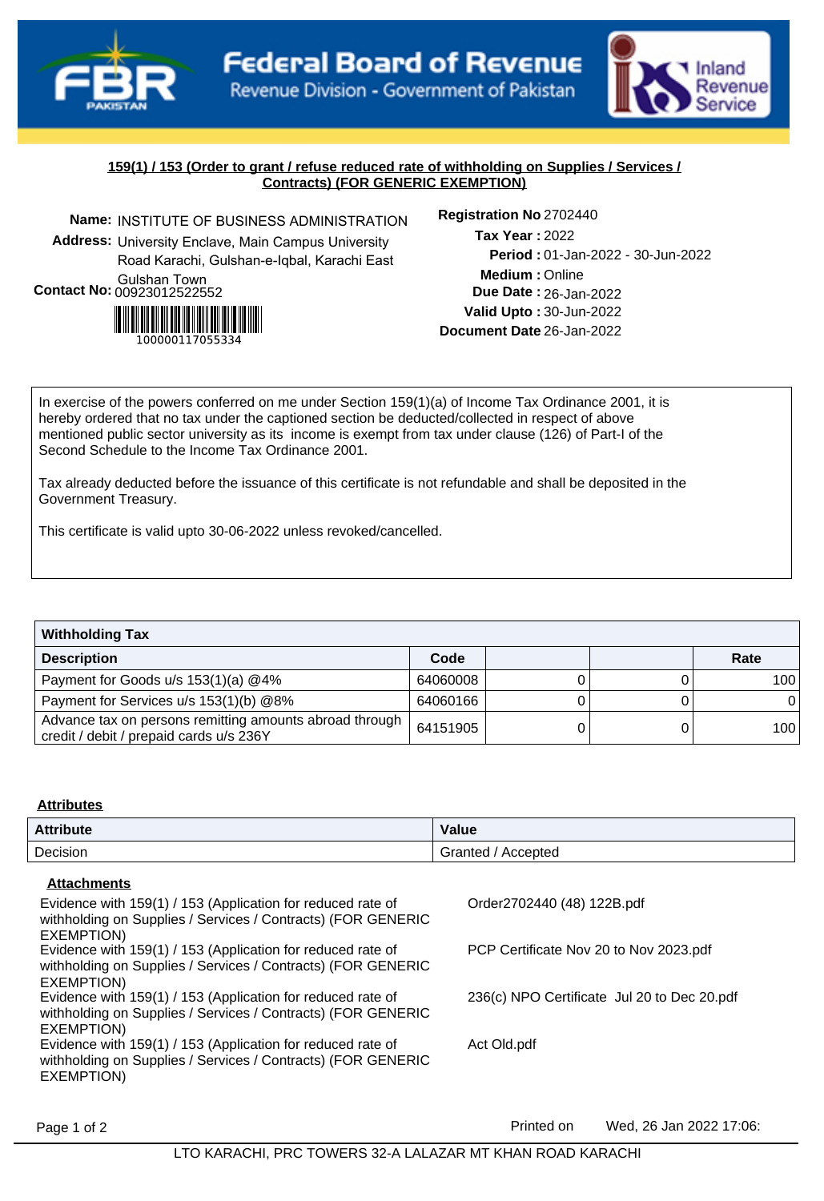**Federal Board of Revenue**
Revenue Division - Government of Pakistan

Inland Revenue Service

## 159(1) / 153 (Order to grant / refuse reduced rate of withholding on Supplies / Services / Contracts) (FOR GENERIC EXEMPTION)

**Name:** INSTITUTE OF BUSINESS ADMINISTRATION
**Address:** University Enclave, Main Campus University Road Karachi, Gulshan-e-Iqbal, Karachi East Gulshan Town
**Contact No:** 00923012522552

100000117055334

**Registration No** 2702440
**Tax Year :** 2022
**Period :** 01-Jan-2022 - 30-Jun-2022
**Medium :** Online
**Due Date :** 26-Jan-2022
**Valid Upto :** 30-Jun-2022
**Document Date** 26-Jan-2022

In exercise of the powers conferred on me under Section 159(1)(a) of Income Tax Ordinance 2001, it is hereby ordered that no tax under the captioned section be deducted/collected in respect of above mentioned public sector university as its income is exempt from tax under clause (126) of Part-I of the Second Schedule to the Income Tax Ordinance 2001.

Tax already deducted before the issuance of this certificate is not refundable and shall be deposited in the Government Treasury.

This certificate is valid upto 30-06-2022 unless revoked/cancelled.

| Withholding Tax | | | | |
|---|---|---|---|---|
| **Description** | **Code** | | | **Rate** |
| Payment for Goods u/s 153(1)(a) @4% | 64060008 | 0 | 0 | 100 |
| Payment for Services u/s 153(1)(b) @8% | 64060166 | 0 | 0 | 0 |
| Advance tax on persons remitting amounts abroad through credit / debit / prepaid cards u/s 236Y | 64151905 | 0 | 0 | 100 |

**Attributes**

| Attribute | Value |
|---|---|
| Decision | Granted / Accepted |

**Attachments**

| | |
|---|---|
| Evidence with 159(1) / 153 (Application for reduced rate of withholding on Supplies / Services / Contracts) (FOR GENERIC EXEMPTION) | Order2702440 (48) 122B.pdf |
| Evidence with 159(1) / 153 (Application for reduced rate of withholding on Supplies / Services / Contracts) (FOR GENERIC EXEMPTION) | PCP Certificate Nov 20 to Nov 2023.pdf |
| Evidence with 159(1) / 153 (Application for reduced rate of withholding on Supplies / Services / Contracts) (FOR GENERIC EXEMPTION) | 236(c) NPO Certificate Jul 20 to Dec 20.pdf |
| Evidence with 159(1) / 153 (Application for reduced rate of withholding on Supplies / Services / Contracts) (FOR GENERIC EXEMPTION) | Act Old.pdf |

Printed on Wed, 26 Jan 2022 17:06:

LTO KARACHI, PRC TOWERS 32-A LALAZAR MT KHAN ROAD KARACHI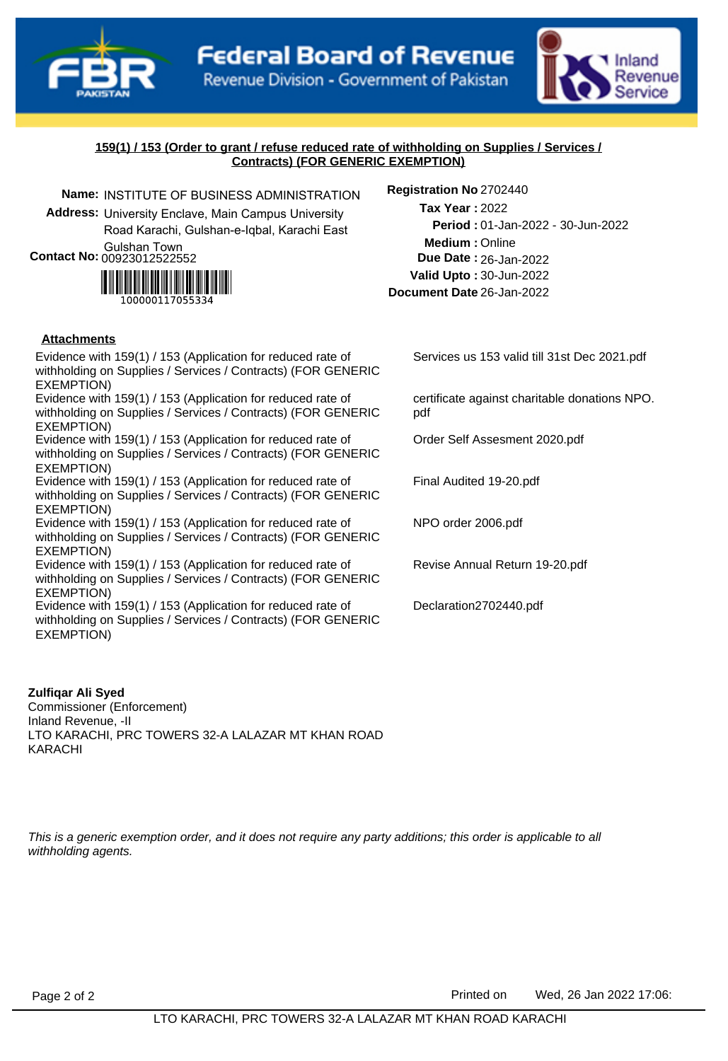**Federal Board of Revenue**
Revenue Division - Government of Pakistan

Inland Revenue Service

## 159(1) / 153 (Order to grant / refuse reduced rate of withholding on Supplies / Services / Contracts) (FOR GENERIC EXEMPTION)

**Name:** INSTITUTE OF BUSINESS ADMINISTRATION
**Address:** University Enclave, Main Campus University Road Karachi, Gulshan-e-Iqbal, Karachi East Gulshan Town
**Contact No:** 00923012522552

100000117055334

**Registration No** 2702440
**Tax Year :** 2022
**Period :** 01-Jan-2022 - 30-Jun-2022
**Medium :** Online
**Due Date :** 26-Jan-2022
**Valid Upto :** 30-Jun-2022
**Document Date** 26-Jan-2022

### Attachments

| | |
|---|---|
| Evidence with 159(1) / 153 (Application for reduced rate of withholding on Supplies / Services / Contracts) (FOR GENERIC EXEMPTION) | Services us 153 valid till 31st Dec 2021.pdf |
| Evidence with 159(1) / 153 (Application for reduced rate of withholding on Supplies / Services / Contracts) (FOR GENERIC EXEMPTION) | certificate against charitable donations NPO. pdf |
| Evidence with 159(1) / 153 (Application for reduced rate of withholding on Supplies / Services / Contracts) (FOR GENERIC EXEMPTION) | Order Self Assesment 2020.pdf |
| Evidence with 159(1) / 153 (Application for reduced rate of withholding on Supplies / Services / Contracts) (FOR GENERIC EXEMPTION) | Final Audited 19-20.pdf |
| Evidence with 159(1) / 153 (Application for reduced rate of withholding on Supplies / Services / Contracts) (FOR GENERIC EXEMPTION) | NPO order 2006.pdf |
| Evidence with 159(1) / 153 (Application for reduced rate of withholding on Supplies / Services / Contracts) (FOR GENERIC EXEMPTION) | Revise Annual Return 19-20.pdf |
| Evidence with 159(1) / 153 (Application for reduced rate of withholding on Supplies / Services / Contracts) (FOR GENERIC EXEMPTION) | Declaration2702440.pdf |

**Zulfiqar Ali Syed**
Commissioner (Enforcement)
Inland Revenue, -II
LTO KARACHI, PRC TOWERS 32-A LALAZAR MT KHAN ROAD KARACHI

*This is a generic exemption order, and it does not require any party additions; this order is applicable to all withholding agents.*

Printed on Wed, 26 Jan 2022 17:06: